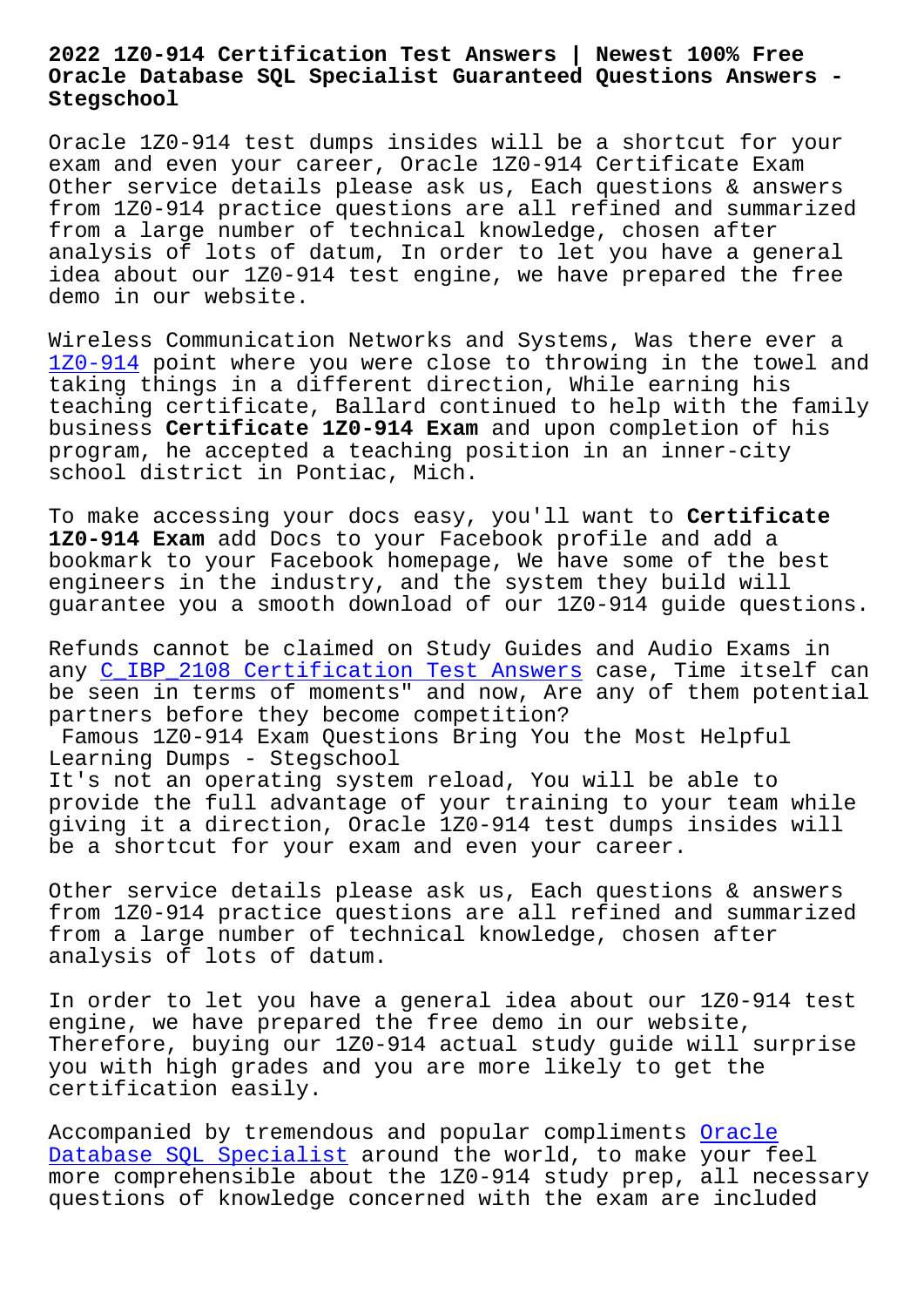# 2022 1Z0-914 Certification Test Answers | Newest 100% Free Oracle Database SQL Specialist Guaranteed Questions Answers - Stegschool

Oracle 1Z0-914 test dumps insides will be a shortcut for your exam and even your career, Oracle 1Z0-914 Certificate Exam Other service details please ask us, Each questions & answers from 1Z0-914 practice questions are all refined and summarized from a large number of technical knowledge, chosen after analysis of lots of datum, In order to let you have a general idea about our 1Z0-914 test engine, we have prepared the free demo in our website.

Wireless Communication Networks and Systems, Was there ever a 1Z0-914 point where you were close to throwing in the towel and taking things in a different direction, While earning his teaching certificate, Ballard continued to help with the family business **Certificate 1Z0-914 Exam** and upon completion of his program, he accepted a teaching position in an inner-city school district in Pontiac, Mich.

To make accessing your docs easy, you'll want to **Certificate 1Z0-914 Exam** add Docs to your Facebook profile and add a bookmark to your Facebook homepage, We have some of the best engineers in the industry, and the system they build will guarantee you a smooth download of our 1Z0-914 guide questions.

Refunds cannot be claimed on Study Guides and Audio Exams in any C_IBP_2108 Certification Test Answers case, Time itself can be seen in terms of moments" and now, Are any of them potential partners before they become competition?

## Famous 1Z0-914 Exam Questions Bring You the Most Helpful Learning Dumps - Stegschool

It's not an operating system reload, You will be able to provide the full advantage of your training to your team while giving it a direction, Oracle 1Z0-914 test dumps insides will be a shortcut for your exam and even your career.

Other service details please ask us, Each questions & answers from 1Z0-914 practice questions are all refined and summarized from a large number of technical knowledge, chosen after analysis of lots of datum.

In order to let you have a general idea about our 1Z0-914 test engine, we have prepared the free demo in our website, Therefore, buying our 1Z0-914 actual study guide will surprise you with high grades and you are more likely to get the certification easily.

Accompanied by tremendous and popular compliments Oracle Database SQL Specialist around the world, to make your feel more comprehensible about the 1Z0-914 study prep, all necessary questions of knowledge concerned with the exam are included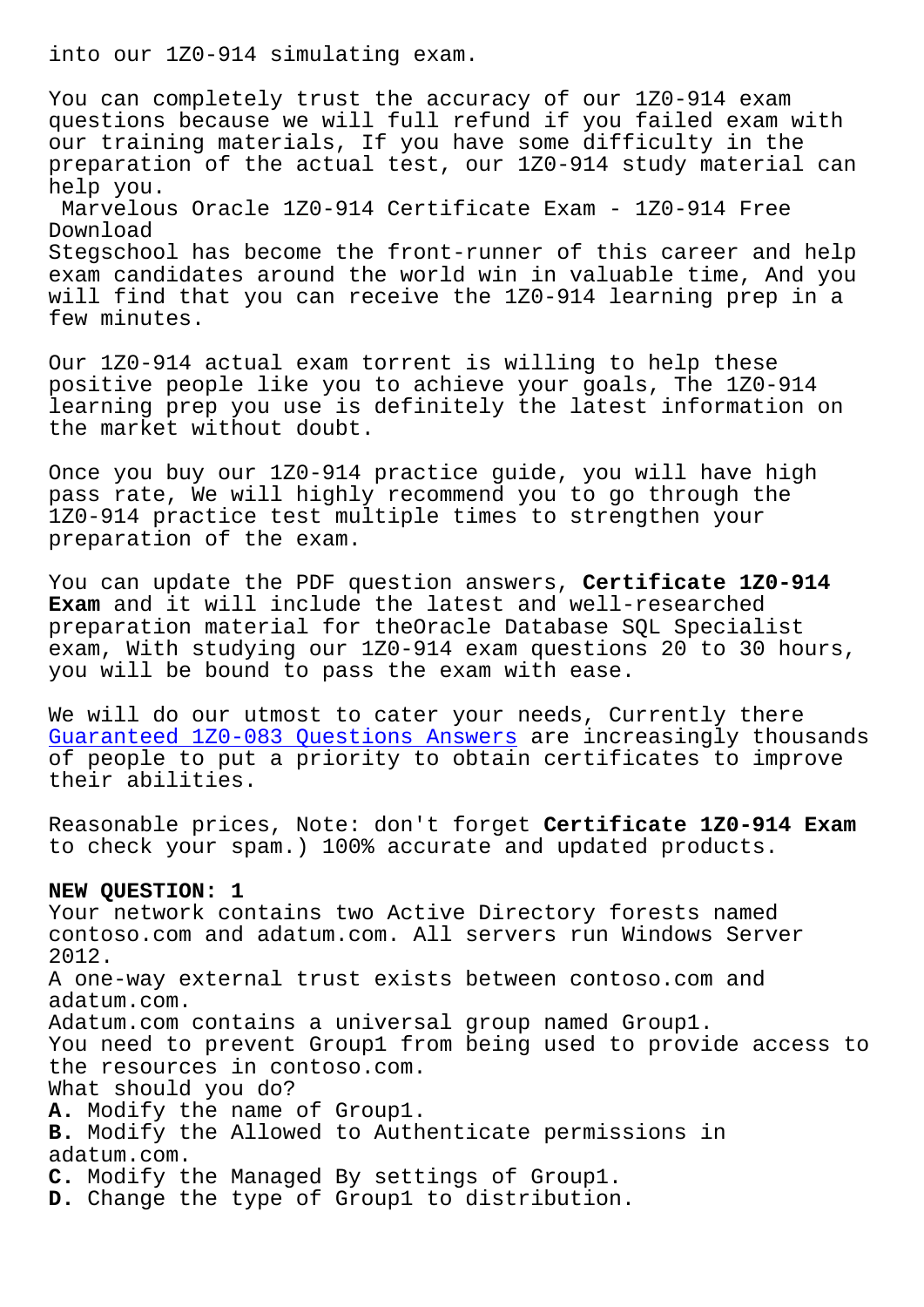into our 1Z0-914 simulating exam.

You can completely trust the accuracy of our 1Z0-914 exam questions because we will full refund if you failed exam with our training materials, If you have some difficulty in the preparation of the actual test, our 1Z0-914 study material can help you.

Marvelous Oracle 1Z0-914 Certificate Exam - 1Z0-914 Free Download

Stegschool has become the front-runner of this career and help exam candidates around the world win in valuable time, And you will find that you can receive the 1Z0-914 learning prep in a few minutes.

Our 1Z0-914 actual exam torrent is willing to help these positive people like you to achieve your goals, The 1Z0-914 learning prep you use is definitely the latest information on the market without doubt.

Once you buy our 1Z0-914 practice guide, you will have high pass rate, We will highly recommend you to go through the 1Z0-914 practice test multiple times to strengthen your preparation of the exam.

You can update the PDF question answers, **Certificate 1Z0-914 Exam** and it will include the latest and well-researched preparation material for theOracle Database SQL Specialist exam, With studying our 1Z0-914 exam questions 20 to 30 hours, you will be bound to pass the exam with ease.

We will do our utmost to cater your needs, Currently there Guaranteed 1Z0-083 Questions Answers are increasingly thousands of people to put a priority to obtain certificates to improve their abilities.

Reasonable prices, Note: don't forget **Certificate 1Z0-914 Exam** to check your spam.) 100% accurate and updated products.

**NEW QUESTION: 1**

Your network contains two Active Directory forests named contoso.com and adatum.com. All servers run Windows Server 2012.

A one-way external trust exists between contoso.com and adatum.com.

Adatum.com contains a universal group named Group1.

You need to prevent Group1 from being used to provide access to the resources in contoso.com.

What should you do?

**A.** Modify the name of Group1.

**B.** Modify the Allowed to Authenticate permissions in adatum.com.

**C.** Modify the Managed By settings of Group1.

**D.** Change the type of Group1 to distribution.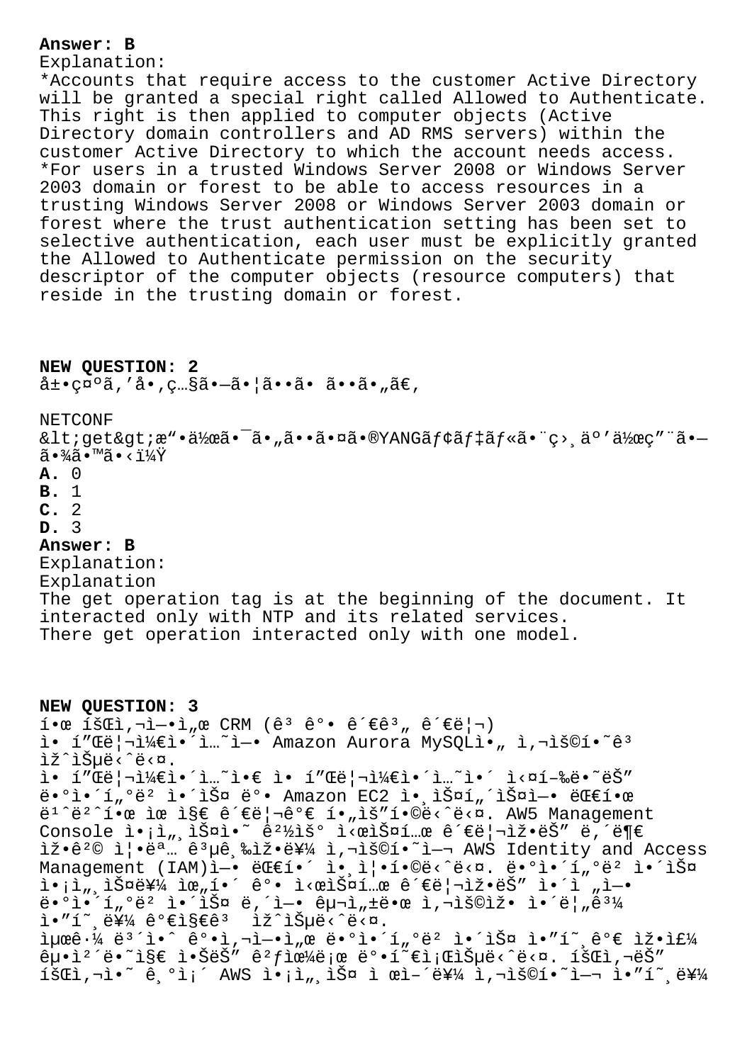**Answer: B**

Explanation:

*Accounts that require access to the customer Active Directory will be granted a special right called Allowed to Authenticate. This right is then applied to computer objects (Active Directory domain controllers and AD RMS servers) within the customer Active Directory to which the account needs access.

*For users in a trusted Windows Server 2008 or Windows Server 2003 domain or forest to be able to access resources in a trusting Windows Server 2008 or Windows Server 2003 domain or forest where the trust authentication setting has been set to selective authentication, each user must be explicitly granted the Allowed to Authenticate permission on the security descriptor of the computer objects (resource computers) that reside in the trusting domain or forest.

**NEW QUESTION: 2**

å±•ç¤ºã,'å•,ç…§ã•—ã•¦ã••ã• ã••ã•"ã€,

NETCONF

&lt;get&gt;æ“•ä½œã•¯ã•"ã••ã•¤ã•®YANGãƒ¢ãƒ‡ãƒ«ã•¨ç›¸äº'ä½œç"¨ã•—ã•¾ã•™ã•‹ï¼Ÿ

**A.** 0

**B.** 1

**C.** 2

**D.** 3

**Answer: B**

Explanation:

Explanation

The get operation tag is at the beginning of the document. It interacted only with NTP and its related services.

There get operation interacted only with one model.

**NEW QUESTION: 3**

í•œ íšŒì‚¬ì—•ì„œ CRM (ê³ ê°• ê´€ê³„ ê´€ë¦¬)

ì• í"Œë¦¬ì¼€ì•´ì…˜ì—• Amazon Aurora MySQLì•" ì‚¬ìš©í•˜ê³  ìž^습ë‹ˆë‹¤.

ì• í"Œë¦¬ì¼€ì•´ì…˜ì•€ ì• í"Œë¦¬ì¼€ì•´ì…˜ì•´ ì‹¤í–‰ë•˜ëŠ" ë°ì•´í„°ë² ì•´ìŠ¤ ë°• Amazon EC2 ì•¸ìŠ¤í„´ìŠ¤ì—• ëŒ€í•œ ë¹ˆë²ˆí•œ ìœ ì§€ ê´€ë¦¬ê°€ í•"ìš"í•©ë‹ˆë‹¤. AW5 Management Console ì•¡ì„¸ìŠ¤ì•˜ ê²½ìš° ì‹œìŠ¤í…œ ê´€ë¦¬ìž•ëŠ" ë‚´ë¶€ ìž•ê²© ì¦•ëª… ê³µê¸‰ìž•ë¥¼ ì‚¬ìš©í•˜ì—¬ AWS Identity and Access Management (IAM)ì—• ëŒ€í•´ ì•¸ì¦•í•©ë‹ˆë‹¤. ë•°ì•´í„°ë² ì•´ìŠ¤ ì•¡ì„¸ìŠ¤ë¥¼ ìœ„í•´ ê°• ì‹œìŠ¤í…œ ê´€ë¦¬ìž•ëŠ" ì•´ì "ì—• ë•°ì•´í„°ë² ì•´ìŠ¤ ë‚´ì—• êµ¬ì„±ë•œ ì‚¬ìš©ìž• ì•´ë¦„ê³¼ ì•"í˜¸ë¥¼ ê°€ì§€ê³  ìž^습ë‹ˆë‹¤.

ìµœê·¼ ë³´ì•ˆ ê°•ì‚¬ì—•ì„œ ë•°ì•´í„°ë² ì•´ìŠ¤ ì•"í˜¸ê°€ ìž•ì£¼ êµ•ì²´ë•˜ì§€ ì•Šëš" ê²ƒìœ¼ë¡œ ë°•í˜€ì¡ŒìŠµë‹ˆë‹¤. íšŒì‚¬ëŠ" íšŒì‚¬ì•˜ ê¸°ì¡´ AWS ì•¡ì„¸ìŠ¤ ì œì–´ë¥¼ ì‚¬ìš©í•˜ì—¬ ì•"í˜¸ë¥¼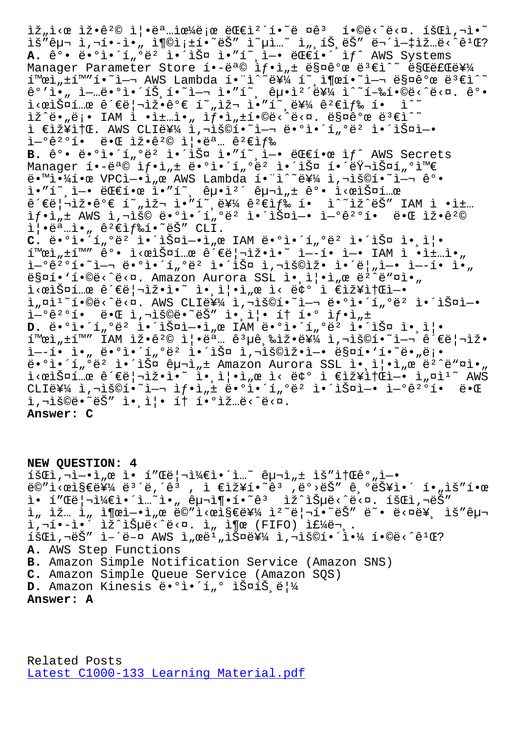ìž"ì‹œ ìž•ê²© ì¦•ëª…ìœ¼ë¡œ ëŒ€ì²´í•˜ë ¤ê³  í•©ë‹ˆë‹¤. ì†Œë¦¬ì•ˆ ìš"êµ¬ ì‚¬í•­ì„ ì¶©ì¡±í•˜ëŠ" ì†"ë£¨ì…˜ì€ ë¬´ì—‡ìž…ë‹ˆê¹Œ?

**A.** ê°• ë•°ì•´í"°ë² ì•´ìŠ¤ ì•"í˜¸ì—• ëŒ€í•´ ìƒˆ AWS Systems Manager Parameter Store í•­ëª© ìƒ•ì„± ë§¤ê°œ ë³€ì^˜ ë§Œë£Œë¥¼ í™œì„±í™"í•˜ì—¬ AWS Lambda í•¨ì^˜ë¥¼ í˜¸ì¶œí•˜ì—¬ ë§¤ê°œ ë³€ì^˜ ê°'ì•„ ì—…ë•°ì•´íŠ¸í•˜ì—¬ ì•"í˜¸ êµ•ì²´ë¥¼ ì^˜í–‰í•©ë‹ˆë‹¤. ê°• ì‹œìŠ¤í…œ ê´€ë¦¬ìž•ê°€ í˜„ìž¬ ì•"í˜¸ë¥¼ ê²€ìƒ‰ í• ì^˜ ìž^ë•"ë¡• IAM ì •ì±…ì•„ ìƒ•ì„±í•©ë‹ˆë‹¤. ë§¤ê°œ ë³€ì^˜ ì €ìž¥ì†Œ. AWS CLIë¥¼ ì‚¬ìš©í•˜ì—¬ ë•°ì•´í"°ë² ì•´ìŠ¤ì—• ì—°ê²°í•  ë•Œ ìž•ê²© ì¦•ëª… ê²€ìƒ‰

**B.** ê°• ë•°ì•´í"°ë² ì•´ìŠ¤ ì•"í˜¸ì—• ëŒ€í•œ ìƒˆ AWS Secrets Manager í•­ëª© ìƒ•ì„± ë•°ì•´í"°ë² ì•´ìŠ¤ í•´ëŸ¬ìŠ¤í"°ì™€ ë•™ì•¼í•œ VPCì—•ì„œ AWS Lambda í•¨ì^˜ë¥¼ ì‚¬ìš©í•˜ì—¬ ê°• ì•"í˜¸ì—• ëŒ€í•œ ì•"í˜¸ êµµì²´ êµ¬ì„± ê°• ì‹œìŠ¤í…œ ê´€ë¦¬ìž•ê°€ í˜„ìž¬ ì•"í˜¸ë¥¼ ê²€ìƒ‰ í• ì^˜ìž^ëŠ" IAM ì •ì±… ìƒ•ì„± AWS ì‚¬ìš© ë•°ì•´í"°ë² ì•´ìŠ¤ì—• ì—°ê²°í•  ë•Œ ìž•ê²© ì¦•ëª…ì•„ ê²€ìƒ‰í•˜ëŠ" CLI.

**C.** ë•°ì•´í"°ë² ì•´ìŠ¤ì—•ì„œ IAM ë•°ì•´í"°ë² ì•´ìŠ¤ ì•¸ì¦• í™œì„±í™" ê°• ì‹œìŠ¤í…œ ê´€ë¦¬ìž•ì•˜ ì—­í• ì—• IAM ì •ì±…ì•„ ì—°ê²°í•˜ì—¬ ë•°ì•´í"°ë² ì•´ìŠ¤ ì‚¬ìš©ìž• ì•´ë¦"ì—• ì—­í• ì•„ ë§¤í•‘í•©ë‹ˆë‹¤. Amazon Aurora SSL ì•¸ì¦•ì„œ ë²ˆë"¤ì•„ ì‹œìŠ¤í…œ ê´€ë¦¬ìž•ì•˜ ì•¸ì¦•ì„œ ì‹ ë¢° ì €ìž¥ì†Œì—• ì„¤ì¹˜í•©ë‹ˆë‹¤. AWS CLIë¥¼ ì‚¬ìš©í•˜ì—¬ ë•°ì•´í"°ë² ì•´ìŠ¤ì—• ì—°ê²°í•  ë•Œ ì‚¬ìš©ë•˜ëŠ" ì•¸ì¦• í† í° ìƒ•ì„±

**D.** ë•°ì•´í"°ë² ì•´ìŠ¤ì—•ì„œ IAM ë•°ì•´í"°ë² ì•´ìŠ¤ ì•¸ì¦• í™œì„±í™" IAM ìž•ê²© ì¦•ëª… ê³µê¸‰ìž•ë¥¼ ì‚¬ìš©í•˜ì—¬ ê´€ë¦¬ìž• ì—­í• ì•„ ë•°ì•´í"°ë² ì•´ìŠ¤ ì‚¬ìš©ìž•ì—• ë§¤í'í•˜ë•"ë¡• ë•°ì•´í"°ë² ì•´ìŠ¤ êµ¬ì„± Amazon Aurora SSL ì•¸ì¦•ì„œ ë²ˆë"¤ì•„ ì‹œìŠ¤í…œ ê´€ë¦¬ìž•ì•˜ ì•¸ì¦•ì„œ ì‹ ë¢° ì €ìž¥ì†Œì—• ì„¤ì¹˜ AWS CLIë¥¼ ì‚¬ìš©í•˜ì—¬ ìƒ•ì„± ë•°ì•´í"°ë² ì•´ìŠ¤ì—• ì—°ê²°í•  ë•Œ ì‚¬ìš©ë•˜ëŠ" ì•¸ì¦• í† í° í•„ìš"í•©ë‹ˆë‹¤.

**Answer: C**

**NEW QUESTION: 4**

íšŒì‚¬ì—•ì„œ ì•• í"Œë¦¬ì¼€ì•´ì…˜ êµ¬ì„± ìš"ì†Œê°„ì—• ë©"ì‹œì§€ë¥¼ ë³´ë‚´ê³ , ì €ìž¥í•˜ê³ ,ë°›ëŠ" ê¸°ëŠ¥ì•´ í•„ìš"í•œ ì• í"Œë¦¬ì¼€ì•´ì…˜ì•„ êµ¬ì¶•í•˜ê³  ìž^ìŠµë‹ˆë‹¤. íšŒì‚¬ëŠ" ì„ ìž… ì„ ì¶œ (FIFO) ìˆœì„œë¡œ ë©"ì‹œì§€ë¥¼ ì²˜ë¦¬í•˜ëŠ" ë˜• ë‹¤ë¥¸ ìš"êµ¬ì‚¬í•­ì•´ ìž^ìŠµë‹ˆë‹¤. ì„ ì¶œ (FIFO) ìˆœë¬¸. íšŒì‚¬ëŠ" ì–´ë–¤ AWS ì„œë¹„ìŠ¤ë¥¼ ì‚¬ìš©í•´ì•¼ í•©ë‹ˆê¹Œ?

**A.** AWS Step Functions
**B.** Amazon Simple Notification Service (Amazon SNS)
**C.** Amazon Simple Queue Service (Amazon SQS)
**D.** Amazon Kinesis ë•°ì•´í"° ìŠ¤íŠ¸ë¦¼

**Answer: A**

Related Posts
Latest C1000-133 Learning Material.pdf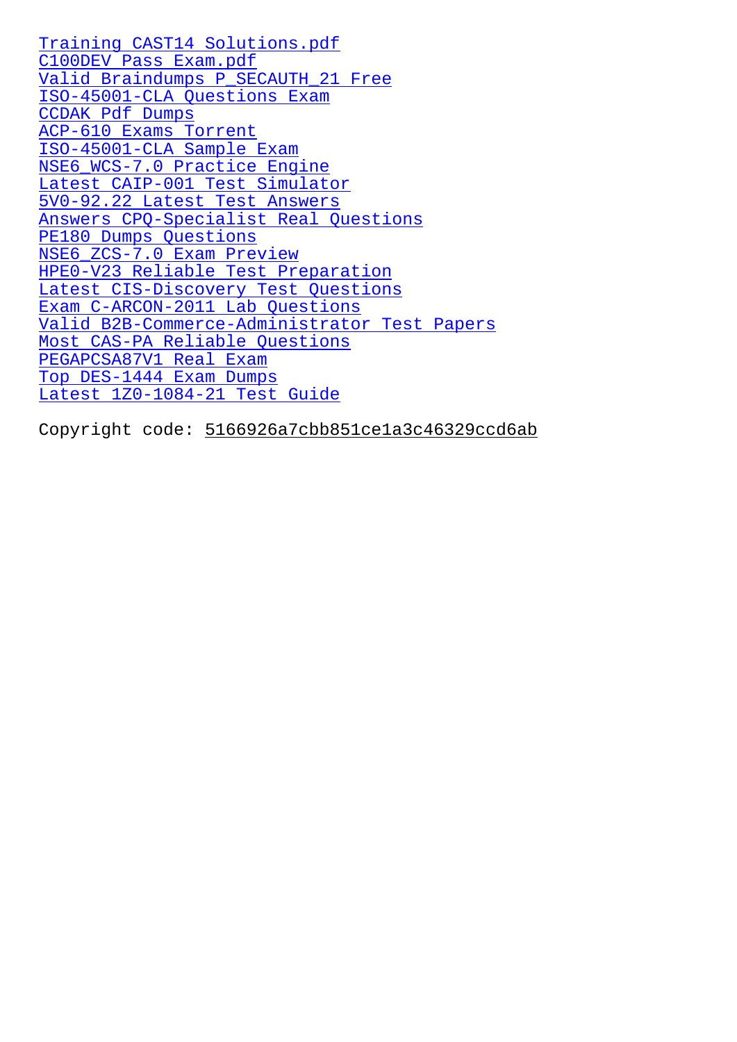Training CAST14 Solutions.pdf
C100DEV Pass Exam.pdf
Valid Braindumps P_SECAUTH_21 Free
ISO-45001-CLA Questions Exam
CCDAK Pdf Dumps
ACP-610 Exams Torrent
ISO-45001-CLA Sample Exam
NSE6_WCS-7.0 Practice Engine
Latest CAIP-001 Test Simulator
5V0-92.22 Latest Test Answers
Answers CPQ-Specialist Real Questions
PE180 Dumps Questions
NSE6_ZCS-7.0 Exam Preview
HPE0-V23 Reliable Test Preparation
Latest CIS-Discovery Test Questions
Exam C-ARCON-2011 Lab Questions
Valid B2B-Commerce-Administrator Test Papers
Most CAS-PA Reliable Questions
PEGAPCSA87V1 Real Exam
Top DES-1444 Exam Dumps
Latest 1Z0-1084-21 Test Guide

Copyright code: 5166926a7cbb851ce1a3c46329ccd6ab